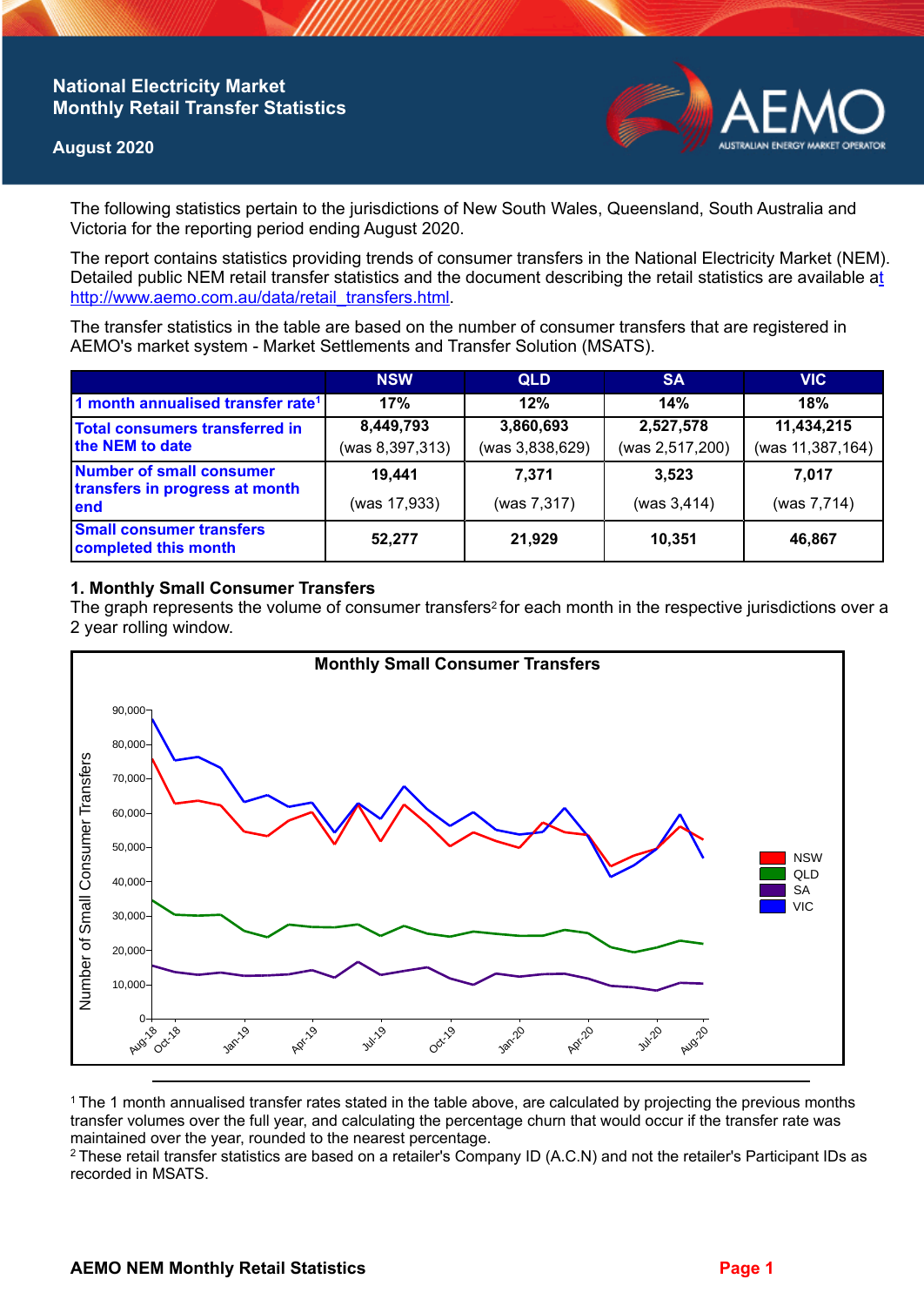# National Electricity Market Monthly Retail Transfer Statistics

**August 2020**

The following statistics pertain to the jurisdictions of New South Wales, Queensland, South Australia and Victoria for the reporting period ending August 2020.

The report contains statistics providing trends of consumer transfers in the National Electricity Market (NEM). Detailed public NEM retail transfer statistics and the document describing the retail statistics are available at http://www.aemo.com.au/data/retail_transfers.html.

The transfer statistics in the table are based on the number of consumer transfers that are registered in AEMO's market system - Market Settlements and Transfer Solution (MSATS).

| | NSW | QLD | SA | VIC |
|---|---|---|---|---|
| 1 month annualised transfer rate[1] | 17% | 12% | 14% | 18% |
| Total consumers transferred in the NEM to date | 8,449,793 (was 8,397,313) | 3,860,693 (was 3,838,629) | 2,527,578 (was 2,517,200) | 11,434,215 (was 11,387,164) |
| Number of small consumer transfers in progress at month end | 19,441 (was 17,933) | 7,371 (was 7,317) | 3,523 (was 3,414) | 7,017 (was 7,714) |
| Small consumer transfers completed this month | 52,277 | 21,929 | 10,351 | 46,867 |

## 1. Monthly Small Consumer Transfers

The graph represents the volume of consumer transfers[2] for each month in the respective jurisdictions over a 2 year rolling window.

[1] The 1 month annualised transfer rates stated in the table above, are calculated by projecting the previous months transfer volumes over the full year, and calculating the percentage churn that would occur if the transfer rate was maintained over the year, rounded to the nearest percentage.

[2] These retail transfer statistics are based on a retailer's Company ID (A.C.N) and not the retailer's Participant IDs as recorded in MSATS.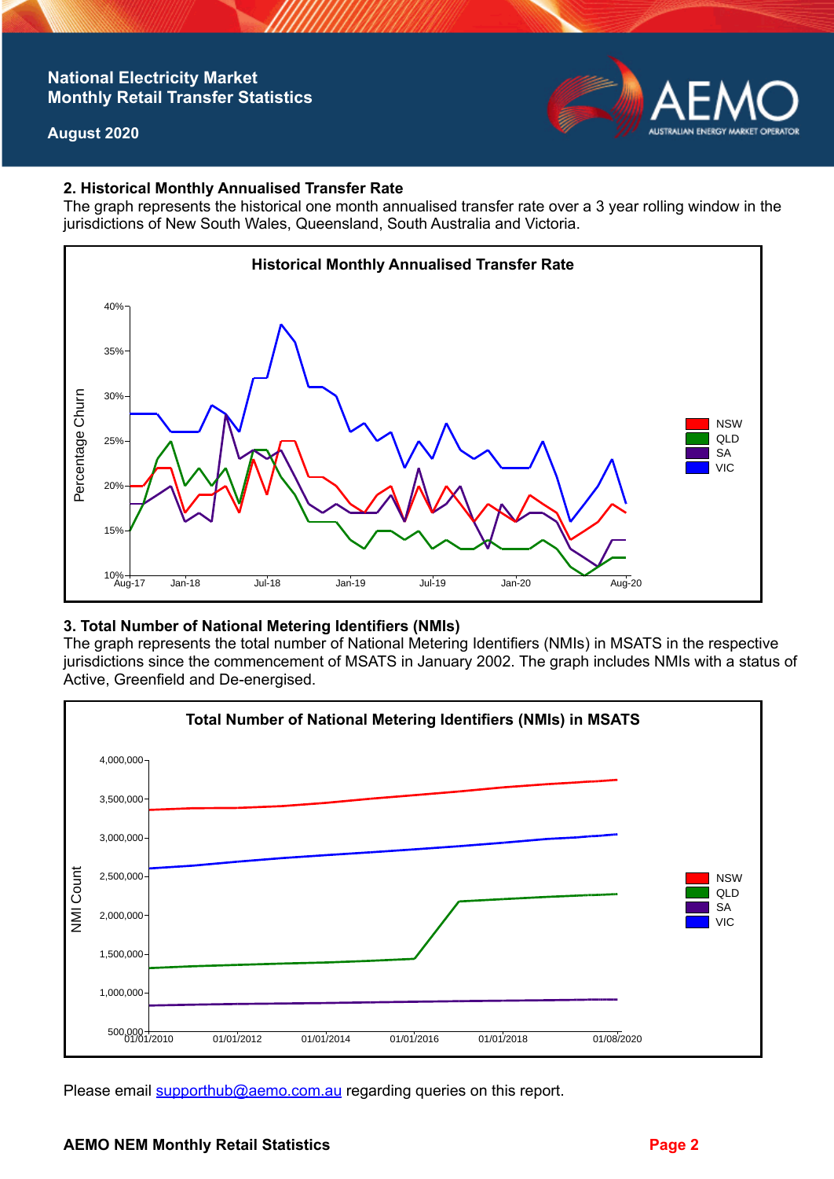## 2. Historical Monthly Annualised Transfer Rate

The graph represents the historical one month annualised transfer rate over a 3 year rolling window in the jurisdictions of New South Wales, Queensland, South Australia and Victoria.

Historical Monthly Annualised Transfer Rate

Percentage Churn

40%
35%
30%
25%
20%
15%
10%

Aug-17
Jan-18
Jul-18
Jan-19
Jul-19
Jan-20
Aug-20

NSW
QLD
SA
VIC

## 3. Total Number of National Metering Identifiers (NMIs)

The graph represents the total number of National Metering Identifiers (NMIs) in MSATS in the respective jurisdictions since the commencement of MSATS in January 2002. The graph includes NMIs with a status of Active, Greenfield and De-energised.

Total Number of National Metering Identifiers (NMIs) in MSATS

NMI Count

4,000,000
3,500,000
3,000,000
2,500,000
2,000,000
1,500,000
1,000,000
500,000

01/01/2010
01/01/2012
01/01/2014
01/01/2016
01/01/2018
01/08/2020

NSW
QLD
SA
VIC

Please email supporthub@aemo.com.au regarding queries on this report.